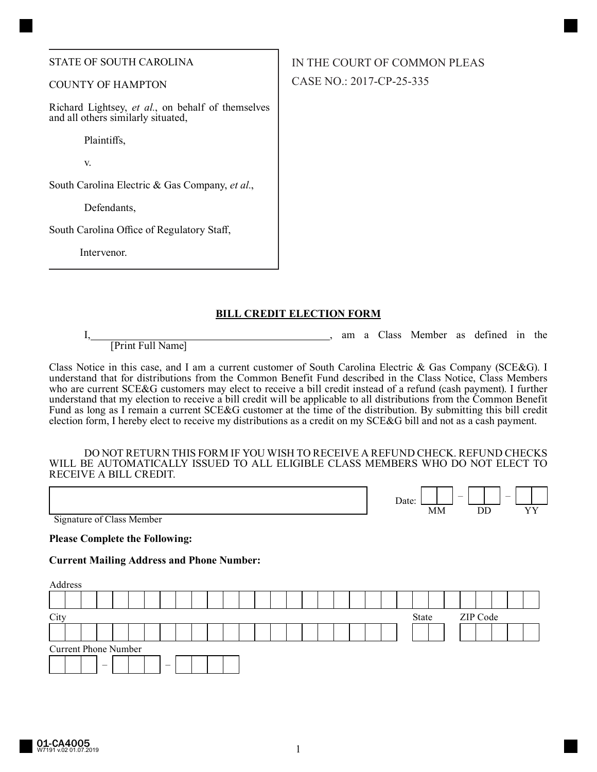STATE OF SOUTH CAROLINA

COUNTY OF HAMPTON

Richard Lightsey, *et al.*, on behalf of themselves and all others similarly situated,

Plaintiffs,

v.

South Carolina Electric & Gas Company, *et al.*,

Defendants,

South Carolina Office of Regulatory Staff,

Intervenor.

IN THE COURT OF COMMON PLEAS

CASE NO.: 2017-CP-25-335

## BILL CREDIT ELECTION FORM

I, ____________________________________________, am a Class Member as defined in the
[Print Full Name]

Class Notice in this case, and I am a current customer of South Carolina Electric & Gas Company (SCE&G). I understand that for distributions from the Common Benefit Fund described in the Class Notice, Class Members who are current SCE&G customers may elect to receive a bill credit instead of a refund (cash payment). I further understand that my election to receive a bill credit will be applicable to all distributions from the Common Benefit Fund as long as I remain a current SCE&G customer at the time of the distribution. By submitting this bill credit election form, I hereby elect to receive my distributions as a credit on my SCE&G bill and not as a cash payment.

DO NOT RETURN THIS FORM IF YOU WISH TO RECEIVE A REFUND CHECK. REFUND CHECKS WILL BE AUTOMATICALLY ISSUED TO ALL ELIGIBLE CLASS MEMBERS WHO DO NOT ELECT TO RECEIVE A BILL CREDIT.

____________________________________________
Signature of Class Member

Date: ____ – ____ – ____
MM DD YY

**Please Complete the Following:**

**Current Mailing Address and Phone Number:**

Address

____________________________________________

City ____________________ State ____ ZIP Code ________

Current Phone Number

____ – ____ – ________

01-CA4005
W7191 v.02 01.07.2019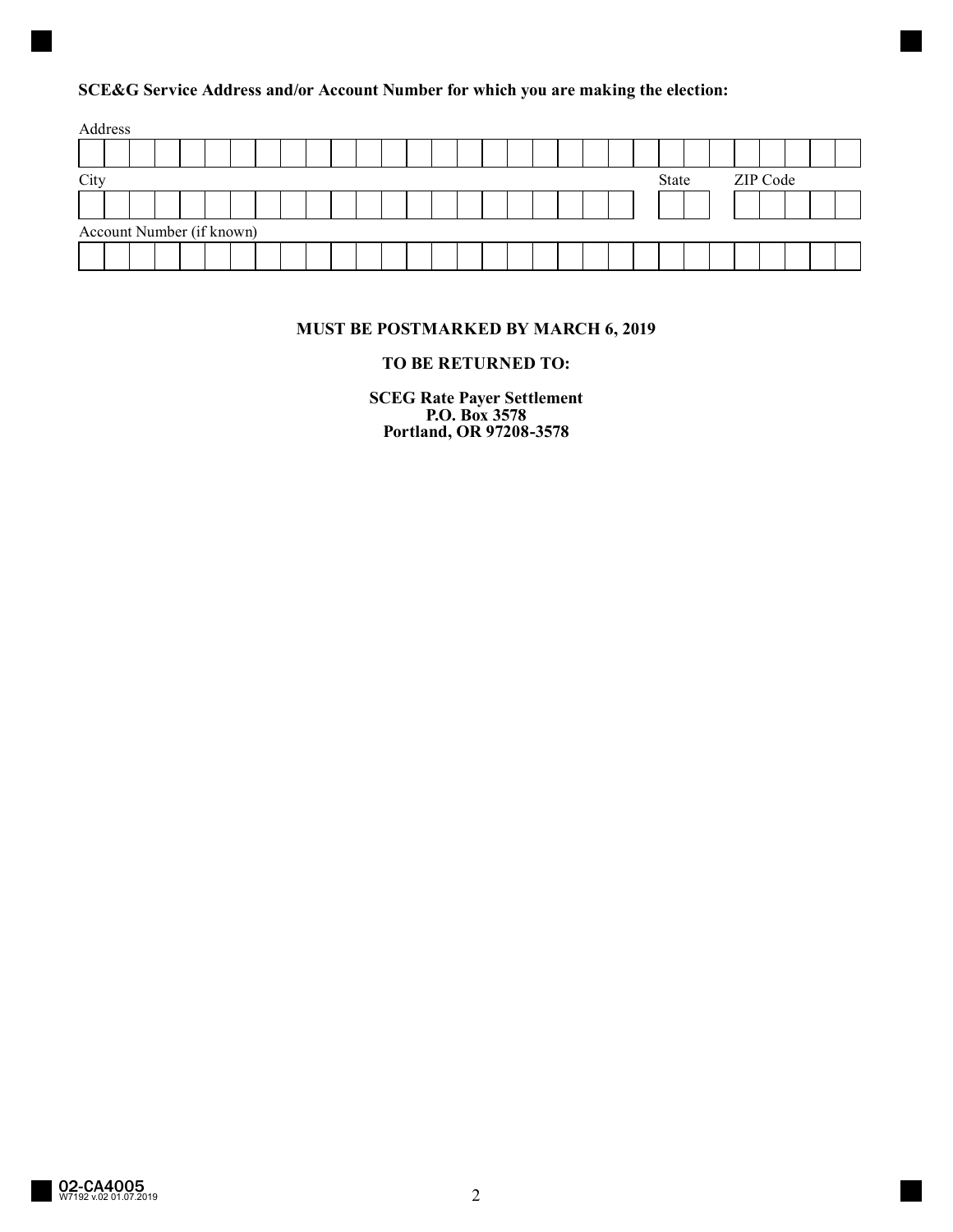**SCE&G Service Address and/or Account Number for which you are making the election:**

Address

City | State | ZIP Code

Account Number (if known)

**MUST BE POSTMARKED BY MARCH 6, 2019**

**TO BE RETURNED TO:**

**SCEG Rate Payer Settlement**
**P.O. Box 3578**
**Portland, OR 97208-3578**